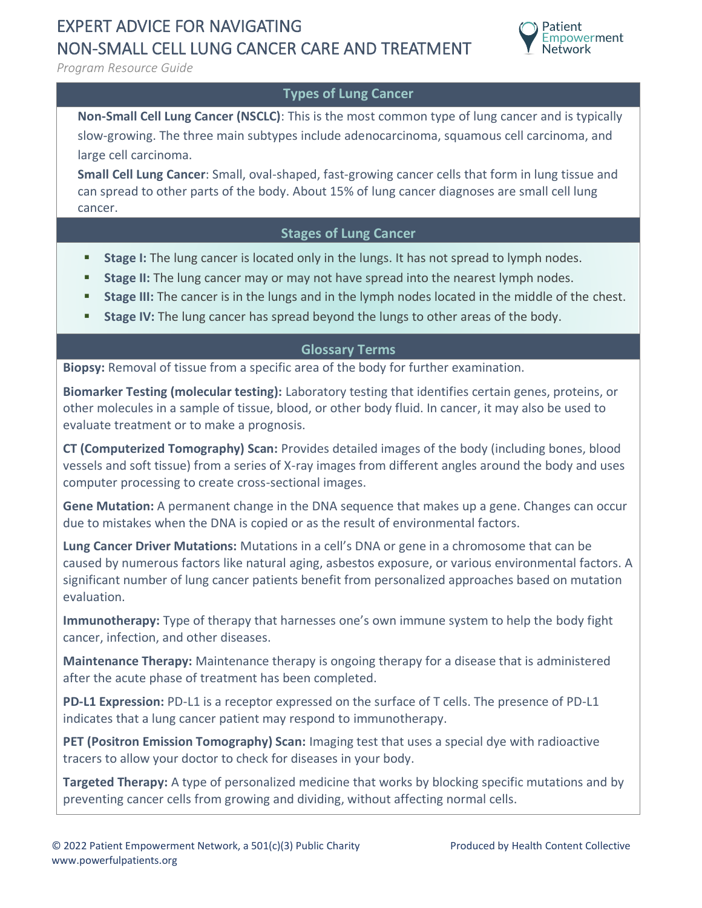# EXPERT ADVICE FOR NAVIGATING NON-SMALL CELL LUNG CANCER CARE AND TREATMENT

*Program Resource Guide*

## Types of Lung Cancer

**Non-Small Cell Lung Cancer (NSCLC)**: This is the most common type of lung cancer and is typically slow-growing. The three main subtypes include adenocarcinoma, squamous cell carcinoma, and large cell carcinoma.

**Small Cell Lung Cancer**: Small, oval-shaped, fast-growing cancer cells that form in lung tissue and can spread to other parts of the body. About 15% of lung cancer diagnoses are small cell lung cancer.

## Stages of Lung Cancer

- **Stage I:** The lung cancer is located only in the lungs. It has not spread to lymph nodes.
- **Stage II:** The lung cancer may or may not have spread into the nearest lymph nodes.
- **Stage III:** The cancer is in the lungs and in the lymph nodes located in the middle of the chest.
- **Stage IV:** The lung cancer has spread beyond the lungs to other areas of the body.

## Glossary Terms

**Biopsy:** Removal of tissue from a specific area of the body for further examination.

**Biomarker Testing (molecular testing):** Laboratory testing that identifies certain genes, proteins, or other molecules in a sample of tissue, blood, or other body fluid. In cancer, it may also be used to evaluate treatment or to make a prognosis.

**CT (Computerized Tomography) Scan:** Provides detailed images of the body (including bones, blood vessels and soft tissue) from a series of X-ray images from different angles around the body and uses computer processing to create cross-sectional images.

**Gene Mutation:** A permanent change in the DNA sequence that makes up a gene. Changes can occur due to mistakes when the DNA is copied or as the result of environmental factors.

**Lung Cancer Driver Mutations:** Mutations in a cell's DNA or gene in a chromosome that can be caused by numerous factors like natural aging, asbestos exposure, or various environmental factors. A significant number of lung cancer patients benefit from personalized approaches based on mutation evaluation.

**Immunotherapy:** Type of therapy that harnesses one's own immune system to help the body fight cancer, infection, and other diseases.

**Maintenance Therapy:** Maintenance therapy is ongoing therapy for a disease that is administered after the acute phase of treatment has been completed.

**PD-L1 Expression:** PD-L1 is a receptor expressed on the surface of T cells. The presence of PD-L1 indicates that a lung cancer patient may respond to immunotherapy.

**PET (Positron Emission Tomography) Scan:** Imaging test that uses a special dye with radioactive tracers to allow your doctor to check for diseases in your body.

**Targeted Therapy:** A type of personalized medicine that works by blocking specific mutations and by preventing cancer cells from growing and dividing, without affecting normal cells.

© 2022 Patient Empowerment Network, a 501(c)(3) Public Charity
www.powerfulpatients.org

Produced by Health Content Collective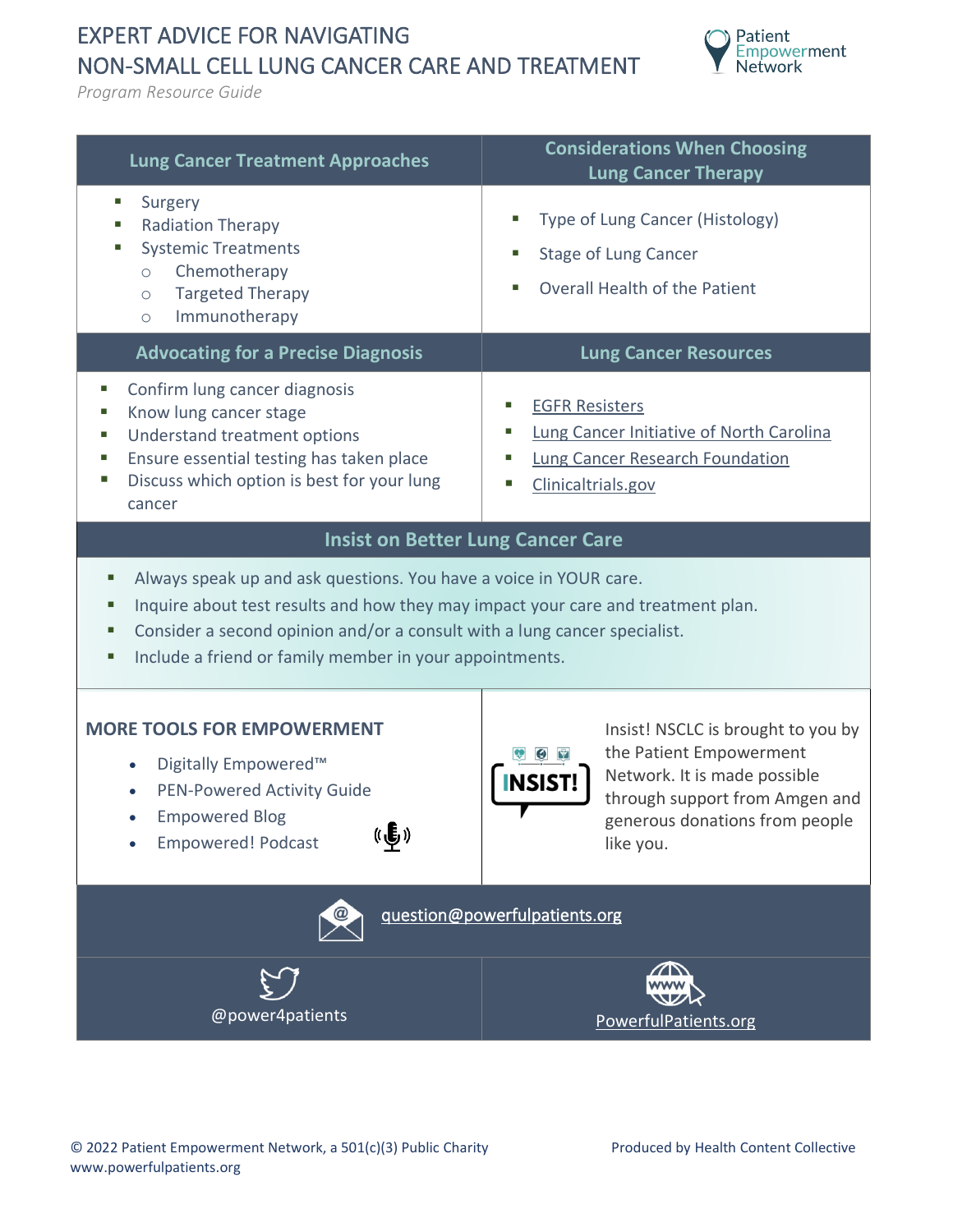# EXPERT ADVICE FOR NAVIGATING NON-SMALL CELL LUNG CANCER CARE AND TREATMENT

*Program Resource Guide*

Patient Empowerment Network

## Lung Cancer Treatment Approaches

- Surgery
- Radiation Therapy
- Systemic Treatments
  - Chemotherapy
  - Targeted Therapy
  - Immunotherapy

## Considerations When Choosing Lung Cancer Therapy

- Type of Lung Cancer (Histology)
- Stage of Lung Cancer
- Overall Health of the Patient

## Advocating for a Precise Diagnosis

- Confirm lung cancer diagnosis
- Know lung cancer stage
- Understand treatment options
- Ensure essential testing has taken place
- Discuss which option is best for your lung cancer

## Lung Cancer Resources

- EGFR Resisters
- Lung Cancer Initiative of North Carolina
- Lung Cancer Research Foundation
- Clinicaltrials.gov

## Insist on Better Lung Cancer Care

- Always speak up and ask questions. You have a voice in YOUR care.
- Inquire about test results and how they may impact your care and treatment plan.
- Consider a second opinion and/or a consult with a lung cancer specialist.
- Include a friend or family member in your appointments.

## MORE TOOLS FOR EMPOWERMENT

- Digitally Empowered™
- PEN-Powered Activity Guide
- Empowered Blog
- Empowered! Podcast

INSIST!

Insist! NSCLC is brought to you by the Patient Empowerment Network. It is made possible through support from Amgen and generous donations from people like you.

question@powerfulpatients.org

@power4patients

PowerfulPatients.org

© 2022 Patient Empowerment Network, a 501(c)(3) Public Charity
www.powerfulpatients.org

Produced by Health Content Collective